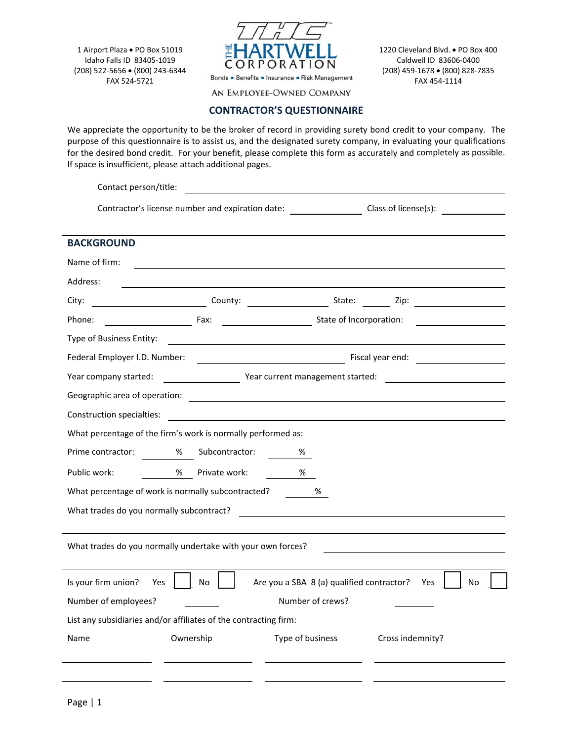1 Airport Plaza • PO Box 51019
Idaho Falls ID 83405-1019
(208) 522-5656 • (800) 243-6344
FAX 524-5721

THC™
THE HARTWELL CORPORATION
Bonds ▪ Benefits ▪ Insurance ▪ Risk Management

1220 Cleveland Blvd. • PO Box 400
Caldwell ID 83606-0400
(208) 459-1678 • (800) 828-7835
FAX 454-1114

AN EMPLOYEE-OWNED COMPANY

# CONTRACTOR'S QUESTIONNAIRE

We appreciate the opportunity to be the broker of record in providing surety bond credit to your company. The purpose of this questionnaire is to assist us, and the designated surety company, in evaluating your qualifications for the desired bond credit. For your benefit, please complete this form as accurately and completely as possible. If space is insufficient, please attach additional pages.

Contact person/title: ______________________________

Contractor's license number and expiration date: ____________ Class of license(s): ____________

## BACKGROUND

Name of firm: ______________________________

Address: ______________________________

City: ____________ County: ____________ State: ______ Zip: ____________

Phone: ____________ Fax: ____________ State of Incorporation: ____________

Type of Business Entity: ______________________________

Federal Employer I.D. Number: ____________________ Fiscal year end: ____________

Year company started: ____________ Year current management started: ____________

Geographic area of operation: ______________________________

Construction specialties: ______________________________

What percentage of the firm's work is normally performed as:

Prime contractor: _____ % Subcontractor: _____ %

Public work: _____ % Private work: _____ %

What percentage of work is normally subcontracted? _____ %

What trades do you normally subcontract? ______________________________

What trades do you normally undertake with your own forces? ______________________________

Is your firm union? Yes ☐ No ☐ Are you a SBA 8 (a) qualified contractor? Yes ☐ No ☐

Number of employees? ______ Number of crews? ______

List any subsidiaries and/or affiliates of the contracting firm:

| Name | Ownership | Type of business | Cross indemnity? |
|---|---|---|---|
| | | | |
| | | | |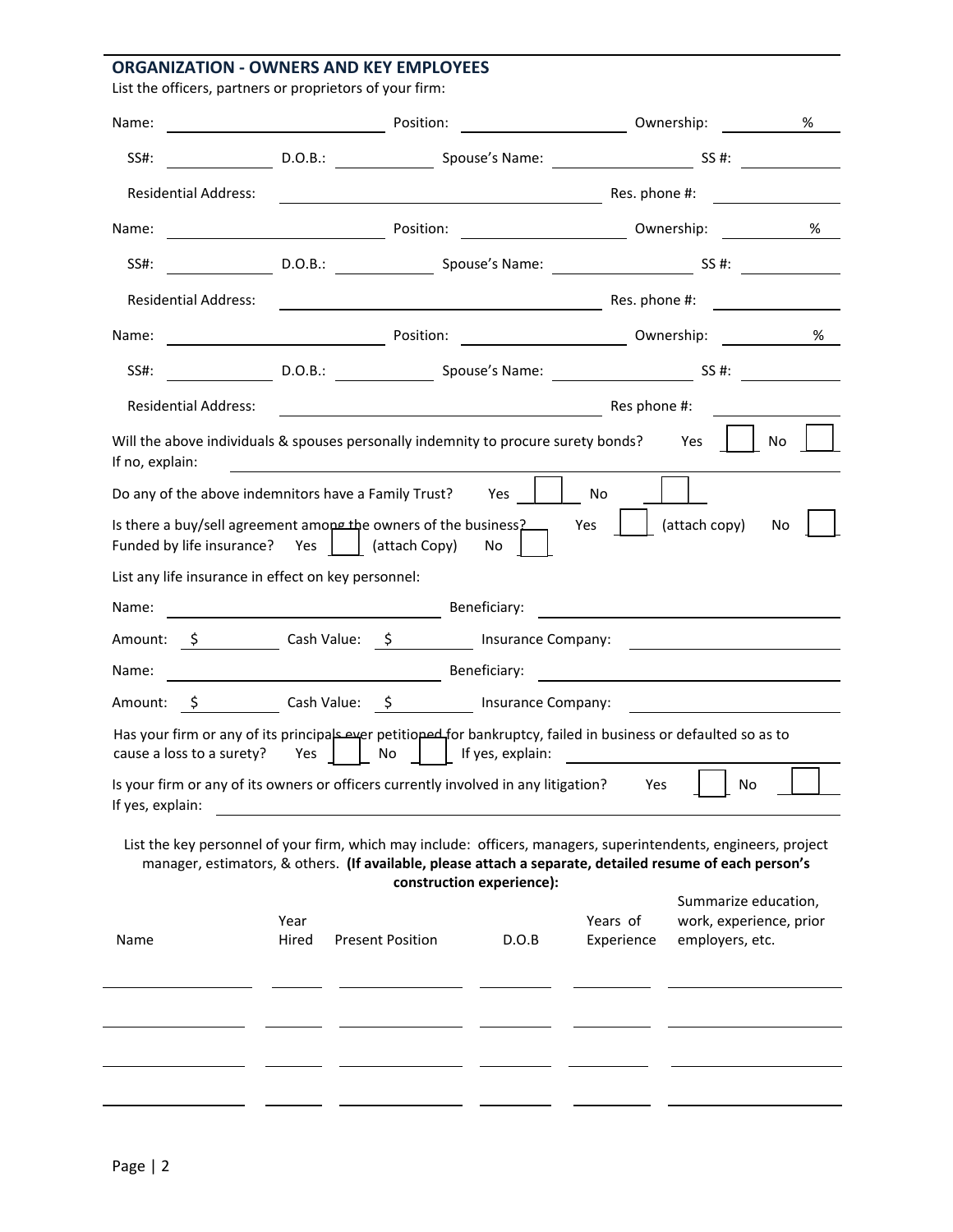## ORGANIZATION - OWNERS AND KEY EMPLOYEES

List the officers, partners or proprietors of your firm:

Name: ______________________ Position: ____________________ Ownership: __________ %

SS#: ____________ D.O.B.: ____________ Spouse's Name: ________________ SS #: ____________

Residential Address: ____________________________________ Res. phone #: ____________

Name: ______________________ Position: ____________________ Ownership: __________ %

SS#: ____________ D.O.B.: ____________ Spouse's Name: ________________ SS #: ____________

Residential Address: ____________________________________ Res. phone #: ____________

Name: ______________________ Position: ____________________ Ownership: __________ %

SS#: ____________ D.O.B.: ____________ Spouse's Name: ________________ SS #: ____________

Residential Address: ____________________________________ Res phone #: ____________

Will the above individuals & spouses personally indemnity to procure surety bonds? Yes ☐ No ☐

If no, explain: ____________________________________

Do any of the above indemnitors have a Family Trust? Yes ☐ No ☐

Is there a buy/sell agreement among the owners of the business? Yes ☐ (attach copy) No ☐

Funded by life insurance? Yes ☐ (attach Copy) No ☐

List any life insurance in effect on key personnel:

Name: ______________________ Beneficiary: ______________________

Amount: $ __________ Cash Value: $ __________ Insurance Company: ______________________

Name: ______________________ Beneficiary: ______________________

Amount: $ __________ Cash Value: $ __________ Insurance Company: ______________________

Has your firm or any of its principals ever petitioned for bankruptcy, failed in business or defaulted so as to cause a loss to a surety? Yes ☐ No ☐ If yes, explain: ______________________

Is your firm or any of its owners or officers currently involved in any litigation? Yes ☐ No ☐

If yes, explain: ____________________________________

List the key personnel of your firm, which may include: officers, managers, superintendents, engineers, project manager, estimators, & others. **(If available, please attach a separate, detailed resume of each person's construction experience):**

| Name | Year Hired | Present Position | D.O.B | Years of Experience | Summarize education, work, experience, prior employers, etc. |
|---|---|---|---|---|---|
| | | | | | |
| | | | | | |
| | | | | | |
| | | | | | |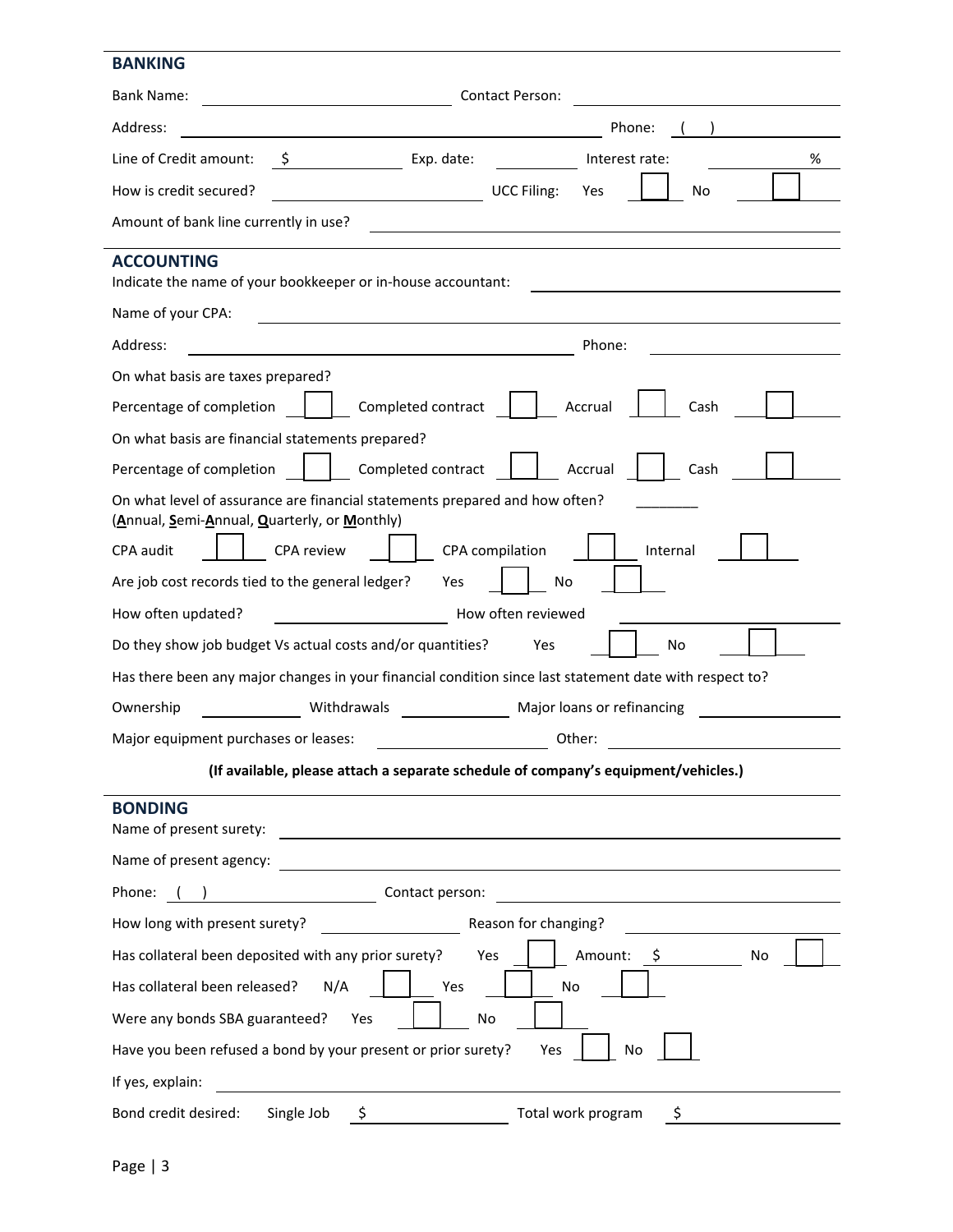## BANKING

Bank Name: ____________________ Contact Person: ____________________

Address: ____________________ Phone: ( ) ____________________

Line of Credit amount: $ __________ Exp. date: __________ Interest rate: __________ %

How is credit secured? ____________________ UCC Filing: Yes ☐ No ☐

Amount of bank line currently in use? ____________________

## ACCOUNTING

Indicate the name of your bookkeeper or in-house accountant: ____________________

Name of your CPA: ____________________

Address: ____________________ Phone: ____________________

On what basis are taxes prepared?

Percentage of completion ☐ Completed contract ☐ Accrual ☐ Cash ☐

On what basis are financial statements prepared?

Percentage of completion ☐ Completed contract ☐ Accrual ☐ Cash ☐

On what level of assurance are financial statements prepared and how often? ________
(**A**nnual, **S**emi-**A**nnual, **Q**uarterly, or **M**onthly)

CPA audit ☐ CPA review ☐ CPA compilation ☐ Internal ☐

Are job cost records tied to the general ledger? Yes ☐ No ☐

How often updated? ____________________ How often reviewed ____________________

Do they show job budget Vs actual costs and/or quantities? Yes ☐ No ☐

Has there been any major changes in your financial condition since last statement date with respect to?

Ownership __________ Withdrawals __________ Major loans or refinancing __________

Major equipment purchases or leases: ____________________ Other: ____________________

**(If available, please attach a separate schedule of company's equipment/vehicles.)**

## BONDING

Name of present surety: ____________________

Name of present agency: ____________________

Phone: ( ) ____________________ Contact person: ____________________

How long with present surety? ____________________ Reason for changing? ____________________

Has collateral been deposited with any prior surety? Yes ☐ Amount: $ __________ No ☐

Has collateral been released? N/A ☐ Yes ☐ No ☐

Were any bonds SBA guaranteed? Yes ☐ No ☐

Have you been refused a bond by your present or prior surety? Yes ☐ No ☐

If yes, explain: ____________________

Bond credit desired: Single Job $ __________ Total work program $ __________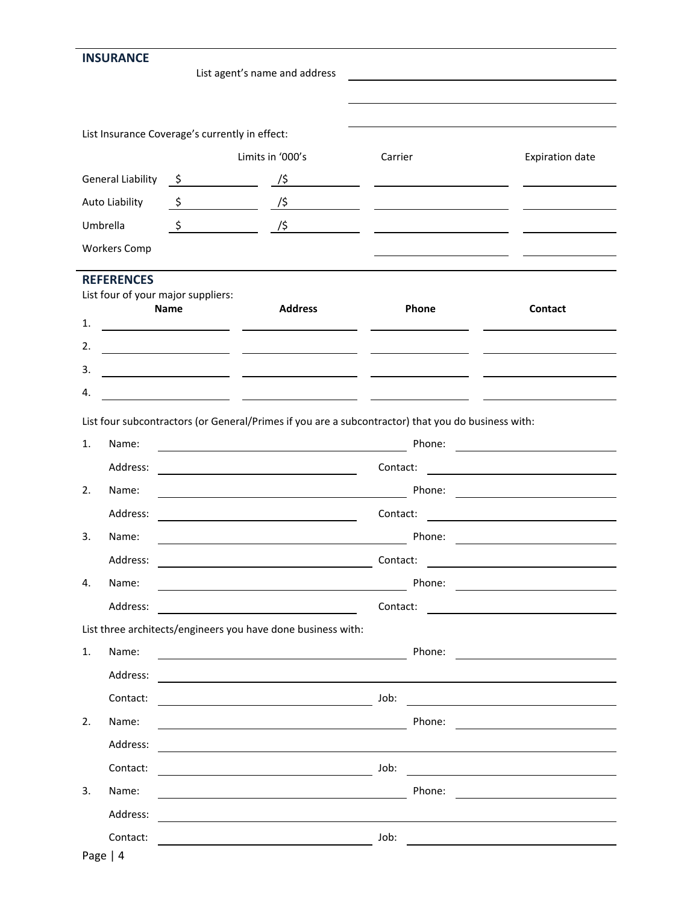## INSURANCE

List agent's name and address ______________________________

______________________________

______________________________

List Insurance Coverage's currently in effect:

| | Limits in '000's | | Carrier | Expiration date |
|---|---|---|---|---|
| General Liability | $ | /$ | | |
| Auto Liability | $ | /$ | | |
| Umbrella | $ | /$ | | |
| Workers Comp | | | | |

## REFERENCES

List four of your major suppliers:

| | Name | Address | Phone | Contact |
|---|---|---|---|---|
| 1. | | | | |
| 2. | | | | |
| 3. | | | | |
| 4. | | | | |

List four subcontractors (or General/Primes if you are a subcontractor) that you do business with:

1. Name: ______________________________ Phone: ______________________________
   Address: ______________________________ Contact: ______________________________
2. Name: ______________________________ Phone: ______________________________
   Address: ______________________________ Contact: ______________________________
3. Name: ______________________________ Phone: ______________________________
   Address: ______________________________ Contact: ______________________________
4. Name: ______________________________ Phone: ______________________________
   Address: ______________________________ Contact: ______________________________

List three architects/engineers you have done business with:

1. Name: ______________________________ Phone: ______________________________
   Address: ______________________________
   Contact: ______________________________ Job: ______________________________
2. Name: ______________________________ Phone: ______________________________
   Address: ______________________________
   Contact: ______________________________ Job: ______________________________
3. Name: ______________________________ Phone: ______________________________
   Address: ______________________________
   Contact: ______________________________ Job: ______________________________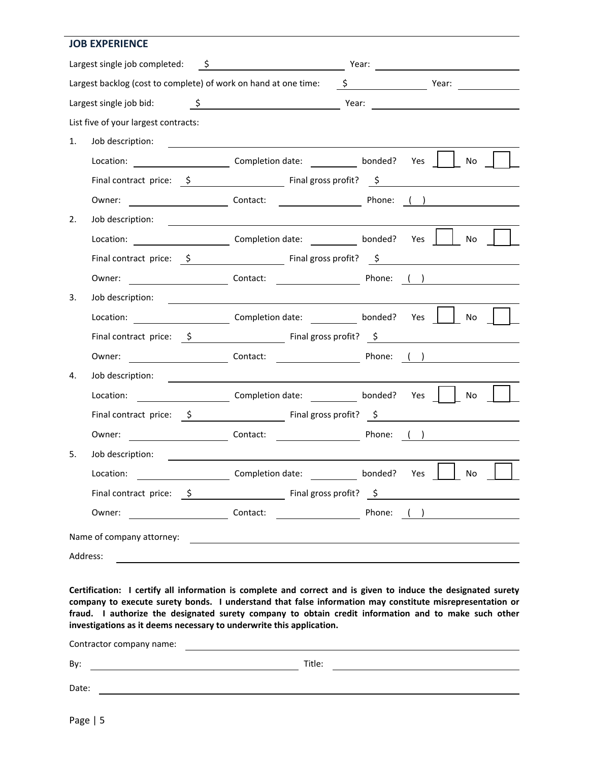## JOB EXPERIENCE

Largest single job completed: $ \_\_\_\_\_\_\_\_\_\_\_\_\_\_\_\_\_\_\_\_ Year: \_\_\_\_\_\_\_\_\_\_\_\_\_\_\_\_\_\_\_\_

Largest backlog (cost to complete) of work on hand at one time: $ \_\_\_\_\_\_\_\_\_\_\_\_\_\_ Year: \_\_\_\_\_\_\_\_\_\_

Largest single job bid: $ \_\_\_\_\_\_\_\_\_\_\_\_\_\_\_\_\_\_\_\_ Year: \_\_\_\_\_\_\_\_\_\_\_\_\_\_\_\_\_\_\_\_

List five of your largest contracts:

1. Job description: \_\_\_\_\_\_\_\_\_\_\_\_\_\_\_\_\_\_\_\_\_\_\_\_\_\_\_\_\_\_\_\_\_\_\_\_\_\_\_\_

   Location: \_\_\_\_\_\_\_\_\_\_\_\_\_\_ Completion date: \_\_\_\_\_\_\_\_ bonded? Yes ☐ No ☐

   Final contract price: $ \_\_\_\_\_\_\_\_\_\_\_\_\_\_ Final gross profit? $ \_\_\_\_\_\_\_\_\_\_\_\_\_\_

   Owner: \_\_\_\_\_\_\_\_\_\_\_\_\_\_ Contact: \_\_\_\_\_\_\_\_\_\_\_\_\_\_ Phone: ( ) \_\_\_\_\_\_\_\_\_\_\_\_\_\_

2. Job description: \_\_\_\_\_\_\_\_\_\_\_\_\_\_\_\_\_\_\_\_\_\_\_\_\_\_\_\_\_\_\_\_\_\_\_\_\_\_\_\_

   Location: \_\_\_\_\_\_\_\_\_\_\_\_\_\_ Completion date: \_\_\_\_\_\_\_\_ bonded? Yes ☐ No ☐

   Final contract price: $ \_\_\_\_\_\_\_\_\_\_\_\_\_\_ Final gross profit? $ \_\_\_\_\_\_\_\_\_\_\_\_\_\_

   Owner: \_\_\_\_\_\_\_\_\_\_\_\_\_\_ Contact: \_\_\_\_\_\_\_\_\_\_\_\_\_\_ Phone: ( ) \_\_\_\_\_\_\_\_\_\_\_\_\_\_

3. Job description: \_\_\_\_\_\_\_\_\_\_\_\_\_\_\_\_\_\_\_\_\_\_\_\_\_\_\_\_\_\_\_\_\_\_\_\_\_\_\_\_

   Location: \_\_\_\_\_\_\_\_\_\_\_\_\_\_ Completion date: \_\_\_\_\_\_\_\_ bonded? Yes ☐ No ☐

   Final contract price: $ \_\_\_\_\_\_\_\_\_\_\_\_\_\_ Final gross profit? $ \_\_\_\_\_\_\_\_\_\_\_\_\_\_

   Owner: \_\_\_\_\_\_\_\_\_\_\_\_\_\_ Contact: \_\_\_\_\_\_\_\_\_\_\_\_\_\_ Phone: ( ) \_\_\_\_\_\_\_\_\_\_\_\_\_\_

4. Job description: \_\_\_\_\_\_\_\_\_\_\_\_\_\_\_\_\_\_\_\_\_\_\_\_\_\_\_\_\_\_\_\_\_\_\_\_\_\_\_\_

   Location: \_\_\_\_\_\_\_\_\_\_\_\_\_\_ Completion date: \_\_\_\_\_\_\_\_ bonded? Yes ☐ No ☐

   Final contract price: $ \_\_\_\_\_\_\_\_\_\_\_\_\_\_ Final gross profit? $ \_\_\_\_\_\_\_\_\_\_\_\_\_\_

   Owner: \_\_\_\_\_\_\_\_\_\_\_\_\_\_ Contact: \_\_\_\_\_\_\_\_\_\_\_\_\_\_ Phone: ( ) \_\_\_\_\_\_\_\_\_\_\_\_\_\_

5. Job description: \_\_\_\_\_\_\_\_\_\_\_\_\_\_\_\_\_\_\_\_\_\_\_\_\_\_\_\_\_\_\_\_\_\_\_\_\_\_\_\_

   Location: \_\_\_\_\_\_\_\_\_\_\_\_\_\_ Completion date: \_\_\_\_\_\_\_\_ bonded? Yes ☐ No ☐

   Final contract price: $ \_\_\_\_\_\_\_\_\_\_\_\_\_\_ Final gross profit? $ \_\_\_\_\_\_\_\_\_\_\_\_\_\_

   Owner: \_\_\_\_\_\_\_\_\_\_\_\_\_\_ Contact: \_\_\_\_\_\_\_\_\_\_\_\_\_\_ Phone: ( ) \_\_\_\_\_\_\_\_\_\_\_\_\_\_

Name of company attorney: \_\_\_\_\_\_\_\_\_\_\_\_\_\_\_\_\_\_\_\_\_\_\_\_\_\_\_\_\_\_\_\_\_\_\_\_\_\_\_\_

Address: \_\_\_\_\_\_\_\_\_\_\_\_\_\_\_\_\_\_\_\_\_\_\_\_\_\_\_\_\_\_\_\_\_\_\_\_\_\_\_\_\_\_\_\_\_\_\_\_\_\_

**Certification: I certify all information is complete and correct and is given to induce the designated surety company to execute surety bonds. I understand that false information may constitute misrepresentation or fraud. I authorize the designated surety company to obtain credit information and to make such other investigations as it deems necessary to underwrite this application.**

Contractor company name: \_\_\_\_\_\_\_\_\_\_\_\_\_\_\_\_\_\_\_\_\_\_\_\_\_\_\_\_\_\_\_\_\_\_\_\_\_\_\_\_

By: \_\_\_\_\_\_\_\_\_\_\_\_\_\_\_\_\_\_\_\_\_\_\_\_\_\_\_\_ Title: \_\_\_\_\_\_\_\_\_\_\_\_\_\_\_\_\_\_\_\_\_\_\_\_

Date: \_\_\_\_\_\_\_\_\_\_\_\_\_\_\_\_\_\_\_\_\_\_\_\_\_\_\_\_\_\_\_\_\_\_\_\_\_\_\_\_\_\_\_\_\_\_\_\_\_\_